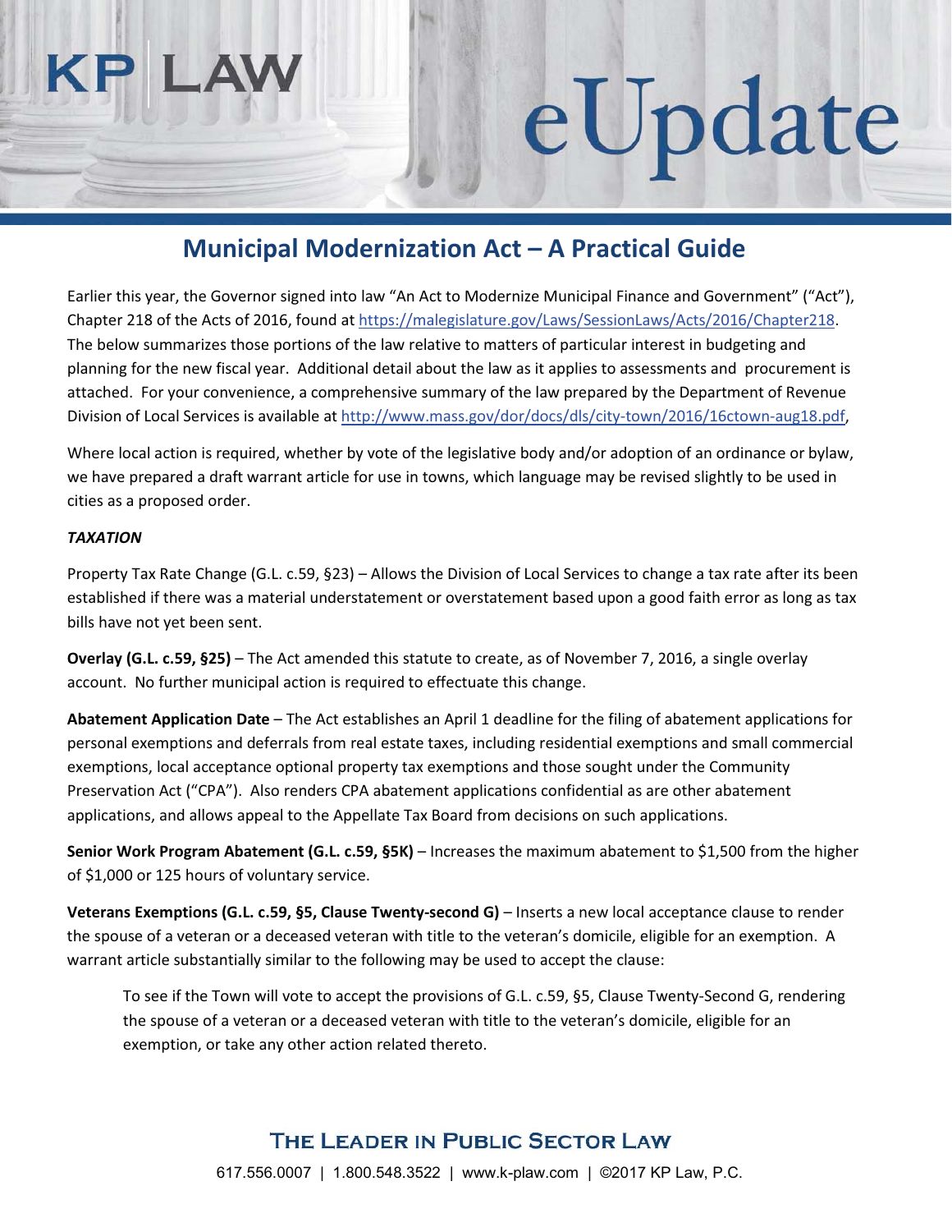KP | LAW

# eUpdate

## Municipal Modernization Act – A Practical Guide

Earlier this year, the Governor signed into law "An Act to Modernize Municipal Finance and Government" ("Act"), Chapter 218 of the Acts of 2016, found at https://malegislature.gov/Laws/SessionLaws/Acts/2016/Chapter218. The below summarizes those portions of the law relative to matters of particular interest in budgeting and planning for the new fiscal year. Additional detail about the law as it applies to assessments and procurement is attached. For your convenience, a comprehensive summary of the law prepared by the Department of Revenue Division of Local Services is available at http://www.mass.gov/dor/docs/dls/city-town/2016/16ctown-aug18.pdf,

Where local action is required, whether by vote of the legislative body and/or adoption of an ordinance or bylaw, we have prepared a draft warrant article for use in towns, which language may be revised slightly to be used in cities as a proposed order.

***TAXATION***

Property Tax Rate Change (G.L. c.59, §23) – Allows the Division of Local Services to change a tax rate after its been established if there was a material understatement or overstatement based upon a good faith error as long as tax bills have not yet been sent.

**Overlay (G.L. c.59, §25)** – The Act amended this statute to create, as of November 7, 2016, a single overlay account. No further municipal action is required to effectuate this change.

**Abatement Application Date** – The Act establishes an April 1 deadline for the filing of abatement applications for personal exemptions and deferrals from real estate taxes, including residential exemptions and small commercial exemptions, local acceptance optional property tax exemptions and those sought under the Community Preservation Act ("CPA"). Also renders CPA abatement applications confidential as are other abatement applications, and allows appeal to the Appellate Tax Board from decisions on such applications.

**Senior Work Program Abatement (G.L. c.59, §5K)** – Increases the maximum abatement to $1,500 from the higher of $1,000 or 125 hours of voluntary service.

**Veterans Exemptions (G.L. c.59, §5, Clause Twenty-second G)** – Inserts a new local acceptance clause to render the spouse of a veteran or a deceased veteran with title to the veteran's domicile, eligible for an exemption. A warrant article substantially similar to the following may be used to accept the clause:

> To see if the Town will vote to accept the provisions of G.L. c.59, §5, Clause Twenty-Second G, rendering the spouse of a veteran or a deceased veteran with title to the veteran's domicile, eligible for an exemption, or take any other action related thereto.

The Leader in Public Sector Law

617.556.0007 | 1.800.548.3522 | www.k-plaw.com | ©2017 KP Law, P.C.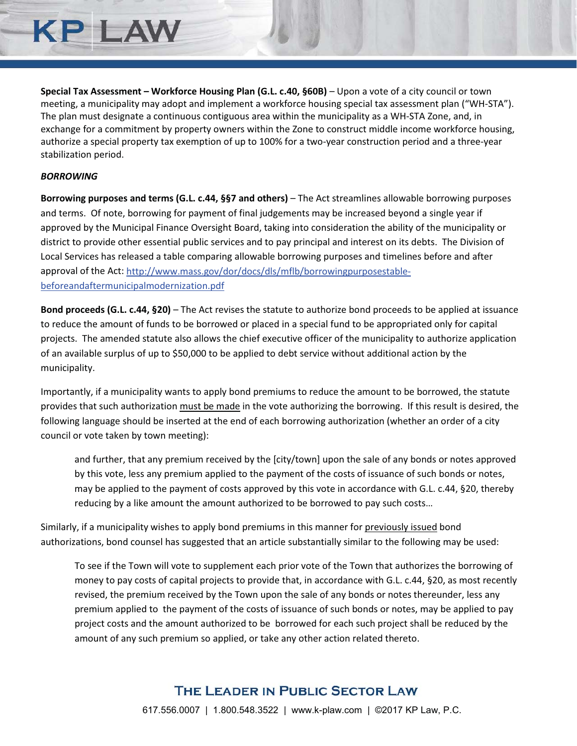**Special Tax Assessment – Workforce Housing Plan (G.L. c.40, §60B)** – Upon a vote of a city council or town meeting, a municipality may adopt and implement a workforce housing special tax assessment plan ("WH-STA"). The plan must designate a continuous contiguous area within the municipality as a WH-STA Zone, and, in exchange for a commitment by property owners within the Zone to construct middle income workforce housing, authorize a special property tax exemption of up to 100% for a two-year construction period and a three-year stabilization period.

***BORROWING***

**Borrowing purposes and terms (G.L. c.44, §§7 and others)** – The Act streamlines allowable borrowing purposes and terms. Of note, borrowing for payment of final judgements may be increased beyond a single year if approved by the Municipal Finance Oversight Board, taking into consideration the ability of the municipality or district to provide other essential public services and to pay principal and interest on its debts. The Division of Local Services has released a table comparing allowable borrowing purposes and timelines before and after approval of the Act: [http://www.mass.gov/dor/docs/dls/mflb/borrowingpurposestable-beforeandaftermunicipalmodernization.pdf](http://www.mass.gov/dor/docs/dls/mflb/borrowingpurposestable-beforeandaftermunicipalmodernization.pdf)

**Bond proceeds (G.L. c.44, §20)** – The Act revises the statute to authorize bond proceeds to be applied at issuance to reduce the amount of funds to be borrowed or placed in a special fund to be appropriated only for capital projects. The amended statute also allows the chief executive officer of the municipality to authorize application of an available surplus of up to $50,000 to be applied to debt service without additional action by the municipality.

Importantly, if a municipality wants to apply bond premiums to reduce the amount to be borrowed, the statute provides that such authorization <u>must be made</u> in the vote authorizing the borrowing. If this result is desired, the following language should be inserted at the end of each borrowing authorization (whether an order of a city council or vote taken by town meeting):

> and further, that any premium received by the [city/town] upon the sale of any bonds or notes approved by this vote, less any premium applied to the payment of the costs of issuance of such bonds or notes, may be applied to the payment of costs approved by this vote in accordance with G.L. c.44, §20, thereby reducing by a like amount the amount authorized to be borrowed to pay such costs…

Similarly, if a municipality wishes to apply bond premiums in this manner for <u>previously issued</u> bond authorizations, bond counsel has suggested that an article substantially similar to the following may be used:

> To see if the Town will vote to supplement each prior vote of the Town that authorizes the borrowing of money to pay costs of capital projects to provide that, in accordance with G.L. c.44, §20, as most recently revised, the premium received by the Town upon the sale of any bonds or notes thereunder, less any premium applied to the payment of the costs of issuance of such bonds or notes, may be applied to pay project costs and the amount authorized to be borrowed for each such project shall be reduced by the amount of any such premium so applied, or take any other action related thereto.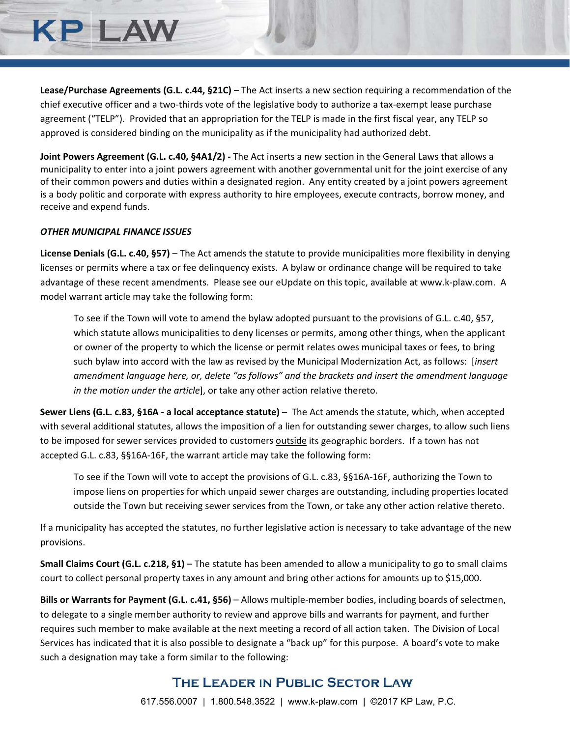**Lease/Purchase Agreements (G.L. c.44, §21C)** – The Act inserts a new section requiring a recommendation of the chief executive officer and a two-thirds vote of the legislative body to authorize a tax-exempt lease purchase agreement ("TELP"). Provided that an appropriation for the TELP is made in the first fiscal year, any TELP so approved is considered binding on the municipality as if the municipality had authorized debt.

**Joint Powers Agreement (G.L. c.40, §4A1/2) -** The Act inserts a new section in the General Laws that allows a municipality to enter into a joint powers agreement with another governmental unit for the joint exercise of any of their common powers and duties within a designated region. Any entity created by a joint powers agreement is a body politic and corporate with express authority to hire employees, execute contracts, borrow money, and receive and expend funds.

***OTHER MUNICIPAL FINANCE ISSUES***

**License Denials (G.L. c.40, §57)** – The Act amends the statute to provide municipalities more flexibility in denying licenses or permits where a tax or fee delinquency exists. A bylaw or ordinance change will be required to take advantage of these recent amendments. Please see our eUpdate on this topic, available at www.k-plaw.com. A model warrant article may take the following form:

> To see if the Town will vote to amend the bylaw adopted pursuant to the provisions of G.L. c.40, §57, which statute allows municipalities to deny licenses or permits, among other things, when the applicant or owner of the property to which the license or permit relates owes municipal taxes or fees, to bring such bylaw into accord with the law as revised by the Municipal Modernization Act, as follows: [*insert amendment language here, or, delete "as follows" and the brackets and insert the amendment language in the motion under the article*], or take any other action relative thereto.

**Sewer Liens (G.L. c.83, §16A - a local acceptance statute)** – The Act amends the statute, which, when accepted with several additional statutes, allows the imposition of a lien for outstanding sewer charges, to allow such liens to be imposed for sewer services provided to customers <u>outside</u> its geographic borders. If a town has not accepted G.L. c.83, §§16A-16F, the warrant article may take the following form:

> To see if the Town will vote to accept the provisions of G.L. c.83, §§16A-16F, authorizing the Town to impose liens on properties for which unpaid sewer charges are outstanding, including properties located outside the Town but receiving sewer services from the Town, or take any other action relative thereto.

If a municipality has accepted the statutes, no further legislative action is necessary to take advantage of the new provisions.

**Small Claims Court (G.L. c.218, §1)** – The statute has been amended to allow a municipality to go to small claims court to collect personal property taxes in any amount and bring other actions for amounts up to $15,000.

**Bills or Warrants for Payment (G.L. c.41, §56)** – Allows multiple-member bodies, including boards of selectmen, to delegate to a single member authority to review and approve bills and warrants for payment, and further requires such member to make available at the next meeting a record of all action taken. The Division of Local Services has indicated that it is also possible to designate a "back up" for this purpose. A board's vote to make such a designation may take a form similar to the following: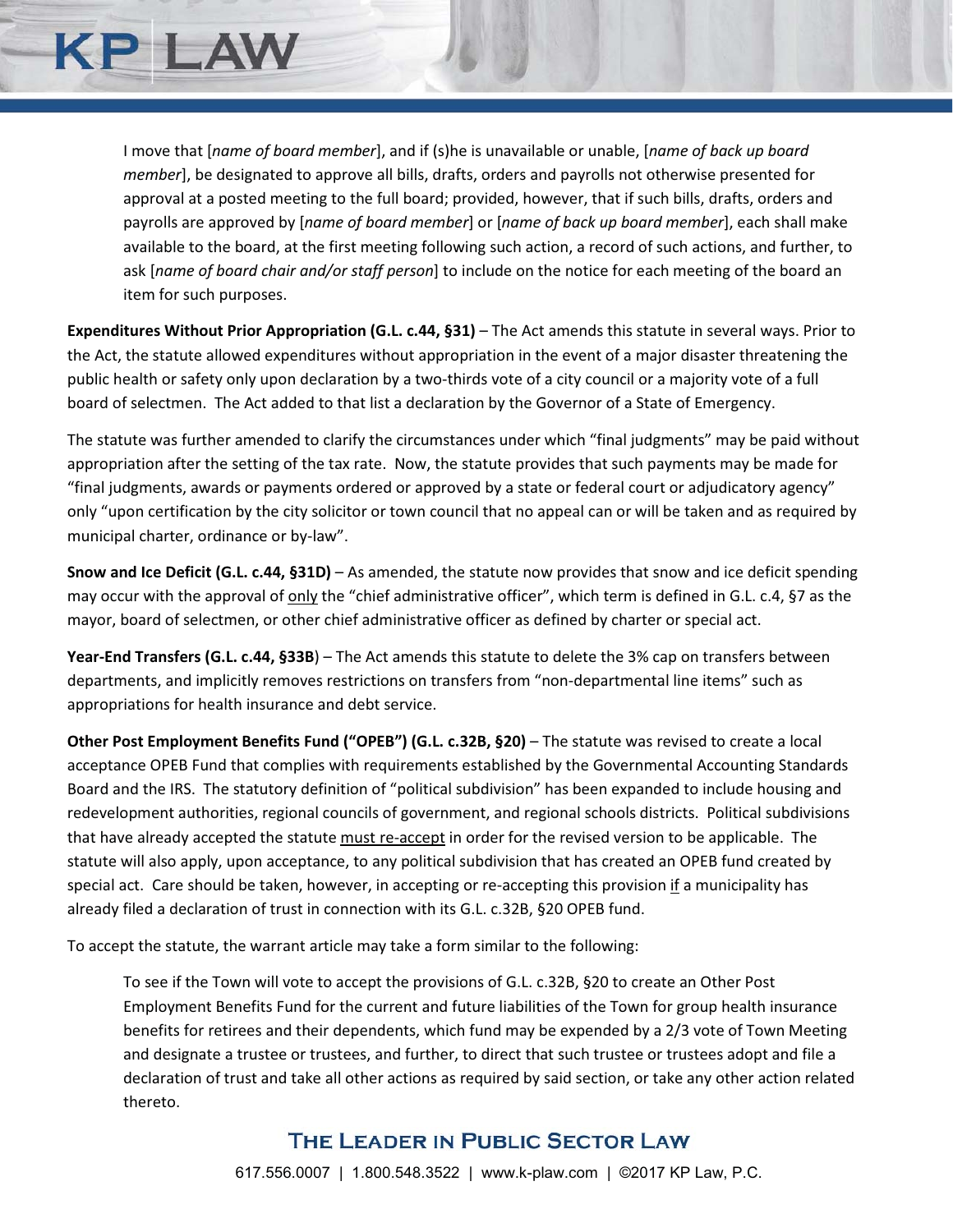> I move that [*name of board member*], and if (s)he is unavailable or unable, [*name of back up board member*], be designated to approve all bills, drafts, orders and payrolls not otherwise presented for approval at a posted meeting to the full board; provided, however, that if such bills, drafts, orders and payrolls are approved by [*name of board member*] or [*name of back up board member*], each shall make available to the board, at the first meeting following such action, a record of such actions, and further, to ask [*name of board chair and/or staff person*] to include on the notice for each meeting of the board an item for such purposes.

**Expenditures Without Prior Appropriation (G.L. c.44, §31)** – The Act amends this statute in several ways. Prior to the Act, the statute allowed expenditures without appropriation in the event of a major disaster threatening the public health or safety only upon declaration by a two-thirds vote of a city council or a majority vote of a full board of selectmen. The Act added to that list a declaration by the Governor of a State of Emergency.

The statute was further amended to clarify the circumstances under which "final judgments" may be paid without appropriation after the setting of the tax rate. Now, the statute provides that such payments may be made for "final judgments, awards or payments ordered or approved by a state or federal court or adjudicatory agency" only "upon certification by the city solicitor or town council that no appeal can or will be taken and as required by municipal charter, ordinance or by-law".

**Snow and Ice Deficit (G.L. c.44, §31D)** – As amended, the statute now provides that snow and ice deficit spending may occur with the approval of <u>only</u> the "chief administrative officer", which term is defined in G.L. c.4, §7 as the mayor, board of selectmen, or other chief administrative officer as defined by charter or special act.

**Year-End Transfers (G.L. c.44, §33B**) – The Act amends this statute to delete the 3% cap on transfers between departments, and implicitly removes restrictions on transfers from "non-departmental line items" such as appropriations for health insurance and debt service.

**Other Post Employment Benefits Fund ("OPEB") (G.L. c.32B, §20)** – The statute was revised to create a local acceptance OPEB Fund that complies with requirements established by the Governmental Accounting Standards Board and the IRS. The statutory definition of "political subdivision" has been expanded to include housing and redevelopment authorities, regional councils of government, and regional schools districts. Political subdivisions that have already accepted the statute <u>must re-accept</u> in order for the revised version to be applicable. The statute will also apply, upon acceptance, to any political subdivision that has created an OPEB fund created by special act. Care should be taken, however, in accepting or re-accepting this provision <u>if</u> a municipality has already filed a declaration of trust in connection with its G.L. c.32B, §20 OPEB fund.

To accept the statute, the warrant article may take a form similar to the following:

> To see if the Town will vote to accept the provisions of G.L. c.32B, §20 to create an Other Post Employment Benefits Fund for the current and future liabilities of the Town for group health insurance benefits for retirees and their dependents, which fund may be expended by a 2/3 vote of Town Meeting and designate a trustee or trustees, and further, to direct that such trustee or trustees adopt and file a declaration of trust and take all other actions as required by said section, or take any other action related thereto.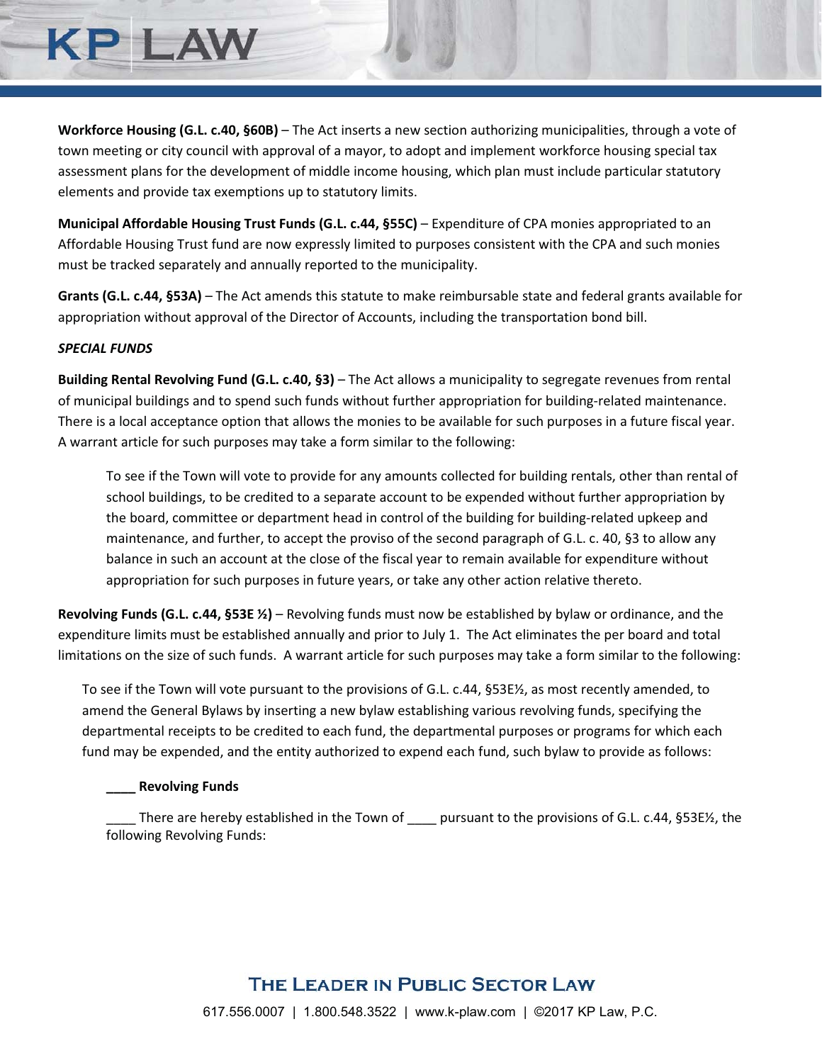**Workforce Housing (G.L. c.40, §60B)** – The Act inserts a new section authorizing municipalities, through a vote of town meeting or city council with approval of a mayor, to adopt and implement workforce housing special tax assessment plans for the development of middle income housing, which plan must include particular statutory elements and provide tax exemptions up to statutory limits.

**Municipal Affordable Housing Trust Funds (G.L. c.44, §55C)** – Expenditure of CPA monies appropriated to an Affordable Housing Trust fund are now expressly limited to purposes consistent with the CPA and such monies must be tracked separately and annually reported to the municipality.

**Grants (G.L. c.44, §53A)** – The Act amends this statute to make reimbursable state and federal grants available for appropriation without approval of the Director of Accounts, including the transportation bond bill.

***SPECIAL FUNDS***

**Building Rental Revolving Fund (G.L. c.40, §3)** – The Act allows a municipality to segregate revenues from rental of municipal buildings and to spend such funds without further appropriation for building-related maintenance. There is a local acceptance option that allows the monies to be available for such purposes in a future fiscal year. A warrant article for such purposes may take a form similar to the following:

> To see if the Town will vote to provide for any amounts collected for building rentals, other than rental of school buildings, to be credited to a separate account to be expended without further appropriation by the board, committee or department head in control of the building for building-related upkeep and maintenance, and further, to accept the proviso of the second paragraph of G.L. c. 40, §3 to allow any balance in such an account at the close of the fiscal year to remain available for expenditure without appropriation for such purposes in future years, or take any other action relative thereto.

**Revolving Funds (G.L. c.44, §53E ½)** – Revolving funds must now be established by bylaw or ordinance, and the expenditure limits must be established annually and prior to July 1. The Act eliminates the per board and total limitations on the size of such funds. A warrant article for such purposes may take a form similar to the following:

> To see if the Town will vote pursuant to the provisions of G.L. c.44, §53E½, as most recently amended, to amend the General Bylaws by inserting a new bylaw establishing various revolving funds, specifying the departmental receipts to be credited to each fund, the departmental purposes or programs for which each fund may be expended, and the entity authorized to expend each fund, such bylaw to provide as follows:
>
> **____ Revolving Funds**
>
> ____ There are hereby established in the Town of ____ pursuant to the provisions of G.L. c.44, §53E½, the following Revolving Funds: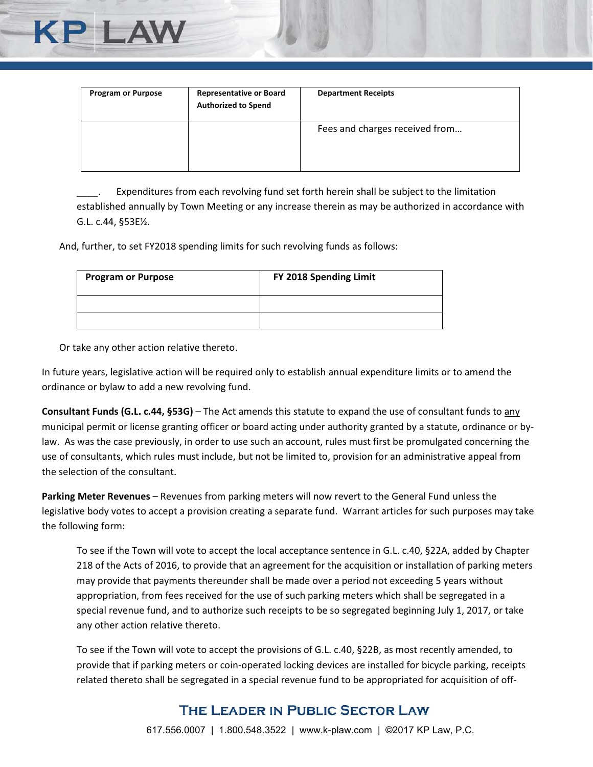| Program or Purpose | Representative or Board Authorized to Spend | Department Receipts |
|---|---|---|
| | | Fees and charges received from… |

____. Expenditures from each revolving fund set forth herein shall be subject to the limitation established annually by Town Meeting or any increase therein as may be authorized in accordance with G.L. c.44, §53E½.

And, further, to set FY2018 spending limits for such revolving funds as follows:

| Program or Purpose | FY 2018 Spending Limit |
|---|---|
| | |
| | |

Or take any other action relative thereto.

In future years, legislative action will be required only to establish annual expenditure limits or to amend the ordinance or bylaw to add a new revolving fund.

**Consultant Funds (G.L. c.44, §53G)** – The Act amends this statute to expand the use of consultant funds to any municipal permit or license granting officer or board acting under authority granted by a statute, ordinance or by-law. As was the case previously, in order to use such an account, rules must first be promulgated concerning the use of consultants, which rules must include, but not be limited to, provision for an administrative appeal from the selection of the consultant.

**Parking Meter Revenues** – Revenues from parking meters will now revert to the General Fund unless the legislative body votes to accept a provision creating a separate fund. Warrant articles for such purposes may take the following form:

To see if the Town will vote to accept the local acceptance sentence in G.L. c.40, §22A, added by Chapter 218 of the Acts of 2016, to provide that an agreement for the acquisition or installation of parking meters may provide that payments thereunder shall be made over a period not exceeding 5 years without appropriation, from fees received for the use of such parking meters which shall be segregated in a special revenue fund, and to authorize such receipts to be so segregated beginning July 1, 2017, or take any other action relative thereto.

To see if the Town will vote to accept the provisions of G.L. c.40, §22B, as most recently amended, to provide that if parking meters or coin-operated locking devices are installed for bicycle parking, receipts related thereto shall be segregated in a special revenue fund to be appropriated for acquisition of off-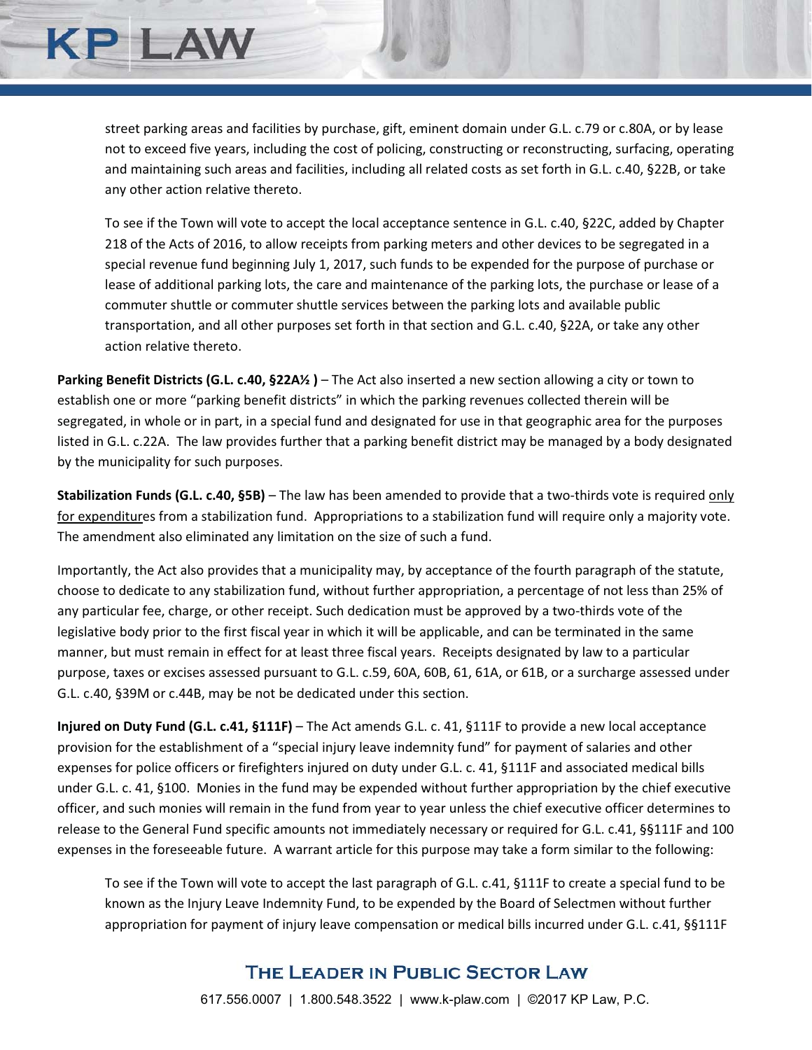street parking areas and facilities by purchase, gift, eminent domain under G.L. c.79 or c.80A, or by lease not to exceed five years, including the cost of policing, constructing or reconstructing, surfacing, operating and maintaining such areas and facilities, including all related costs as set forth in G.L. c.40, §22B, or take any other action relative thereto.

To see if the Town will vote to accept the local acceptance sentence in G.L. c.40, §22C, added by Chapter 218 of the Acts of 2016, to allow receipts from parking meters and other devices to be segregated in a special revenue fund beginning July 1, 2017, such funds to be expended for the purpose of purchase or lease of additional parking lots, the care and maintenance of the parking lots, the purchase or lease of a commuter shuttle or commuter shuttle services between the parking lots and available public transportation, and all other purposes set forth in that section and G.L. c.40, §22A, or take any other action relative thereto.

**Parking Benefit Districts (G.L. c.40, §22A½ )** – The Act also inserted a new section allowing a city or town to establish one or more "parking benefit districts" in which the parking revenues collected therein will be segregated, in whole or in part, in a special fund and designated for use in that geographic area for the purposes listed in G.L. c.22A. The law provides further that a parking benefit district may be managed by a body designated by the municipality for such purposes.

**Stabilization Funds (G.L. c.40, §5B)** – The law has been amended to provide that a two-thirds vote is required <u>only for expenditure</u>s from a stabilization fund. Appropriations to a stabilization fund will require only a majority vote. The amendment also eliminated any limitation on the size of such a fund.

Importantly, the Act also provides that a municipality may, by acceptance of the fourth paragraph of the statute, choose to dedicate to any stabilization fund, without further appropriation, a percentage of not less than 25% of any particular fee, charge, or other receipt. Such dedication must be approved by a two-thirds vote of the legislative body prior to the first fiscal year in which it will be applicable, and can be terminated in the same manner, but must remain in effect for at least three fiscal years. Receipts designated by law to a particular purpose, taxes or excises assessed pursuant to G.L. c.59, 60A, 60B, 61, 61A, or 61B, or a surcharge assessed under G.L. c.40, §39M or c.44B, may be not be dedicated under this section.

**Injured on Duty Fund (G.L. c.41, §111F)** – The Act amends G.L. c. 41, §111F to provide a new local acceptance provision for the establishment of a "special injury leave indemnity fund" for payment of salaries and other expenses for police officers or firefighters injured on duty under G.L. c. 41, §111F and associated medical bills under G.L. c. 41, §100. Monies in the fund may be expended without further appropriation by the chief executive officer, and such monies will remain in the fund from year to year unless the chief executive officer determines to release to the General Fund specific amounts not immediately necessary or required for G.L. c.41, §§111F and 100 expenses in the foreseeable future. A warrant article for this purpose may take a form similar to the following:

To see if the Town will vote to accept the last paragraph of G.L. c.41, §111F to create a special fund to be known as the Injury Leave Indemnity Fund, to be expended by the Board of Selectmen without further appropriation for payment of injury leave compensation or medical bills incurred under G.L. c.41, §§111F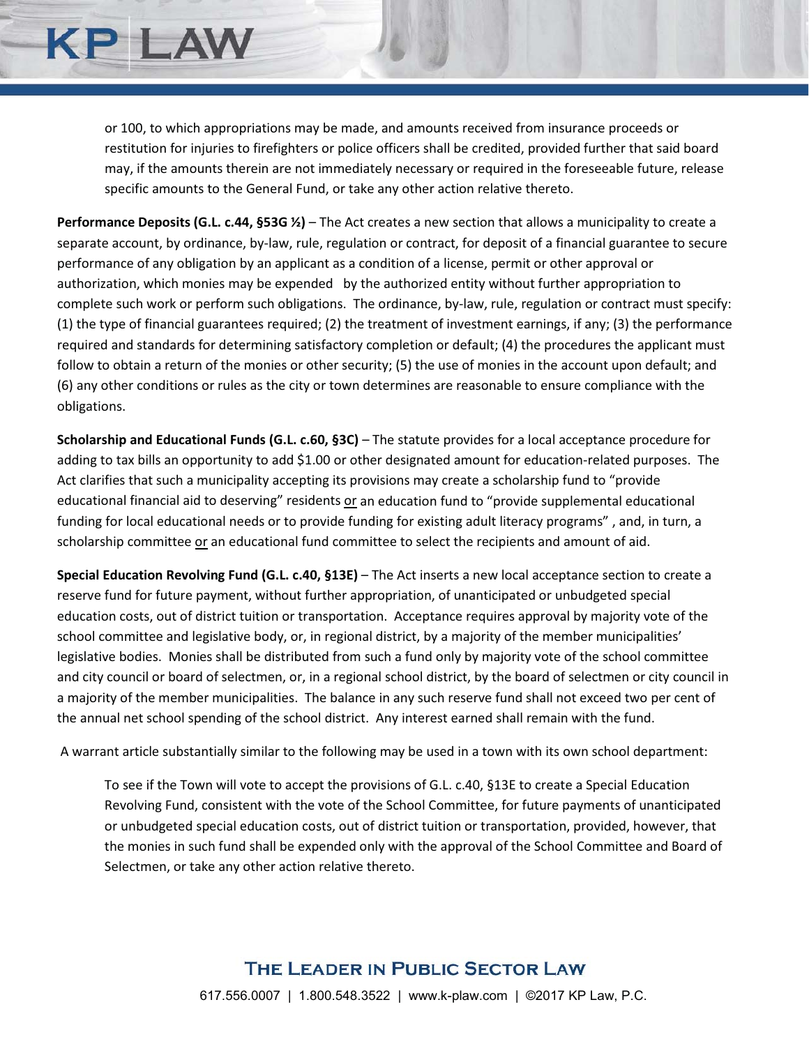or 100, to which appropriations may be made, and amounts received from insurance proceeds or restitution for injuries to firefighters or police officers shall be credited, provided further that said board may, if the amounts therein are not immediately necessary or required in the foreseeable future, release specific amounts to the General Fund, or take any other action relative thereto.

**Performance Deposits (G.L. c.44, §53G ½)** – The Act creates a new section that allows a municipality to create a separate account, by ordinance, by-law, rule, regulation or contract, for deposit of a financial guarantee to secure performance of any obligation by an applicant as a condition of a license, permit or other approval or authorization, which monies may be expended by the authorized entity without further appropriation to complete such work or perform such obligations. The ordinance, by-law, rule, regulation or contract must specify: (1) the type of financial guarantees required; (2) the treatment of investment earnings, if any; (3) the performance required and standards for determining satisfactory completion or default; (4) the procedures the applicant must follow to obtain a return of the monies or other security; (5) the use of monies in the account upon default; and (6) any other conditions or rules as the city or town determines are reasonable to ensure compliance with the obligations.

**Scholarship and Educational Funds (G.L. c.60, §3C)** – The statute provides for a local acceptance procedure for adding to tax bills an opportunity to add $1.00 or other designated amount for education-related purposes. The Act clarifies that such a municipality accepting its provisions may create a scholarship fund to "provide educational financial aid to deserving" residents <u>or</u> an education fund to "provide supplemental educational funding for local educational needs or to provide funding for existing adult literacy programs" , and, in turn, a scholarship committee <u>or</u> an educational fund committee to select the recipients and amount of aid.

**Special Education Revolving Fund (G.L. c.40, §13E)** – The Act inserts a new local acceptance section to create a reserve fund for future payment, without further appropriation, of unanticipated or unbudgeted special education costs, out of district tuition or transportation. Acceptance requires approval by majority vote of the school committee and legislative body, or, in regional district, by a majority of the member municipalities' legislative bodies. Monies shall be distributed from such a fund only by majority vote of the school committee and city council or board of selectmen, or, in a regional school district, by the board of selectmen or city council in a majority of the member municipalities. The balance in any such reserve fund shall not exceed two per cent of the annual net school spending of the school district. Any interest earned shall remain with the fund.

A warrant article substantially similar to the following may be used in a town with its own school department:

> To see if the Town will vote to accept the provisions of G.L. c.40, §13E to create a Special Education Revolving Fund, consistent with the vote of the School Committee, for future payments of unanticipated or unbudgeted special education costs, out of district tuition or transportation, provided, however, that the monies in such fund shall be expended only with the approval of the School Committee and Board of Selectmen, or take any other action relative thereto.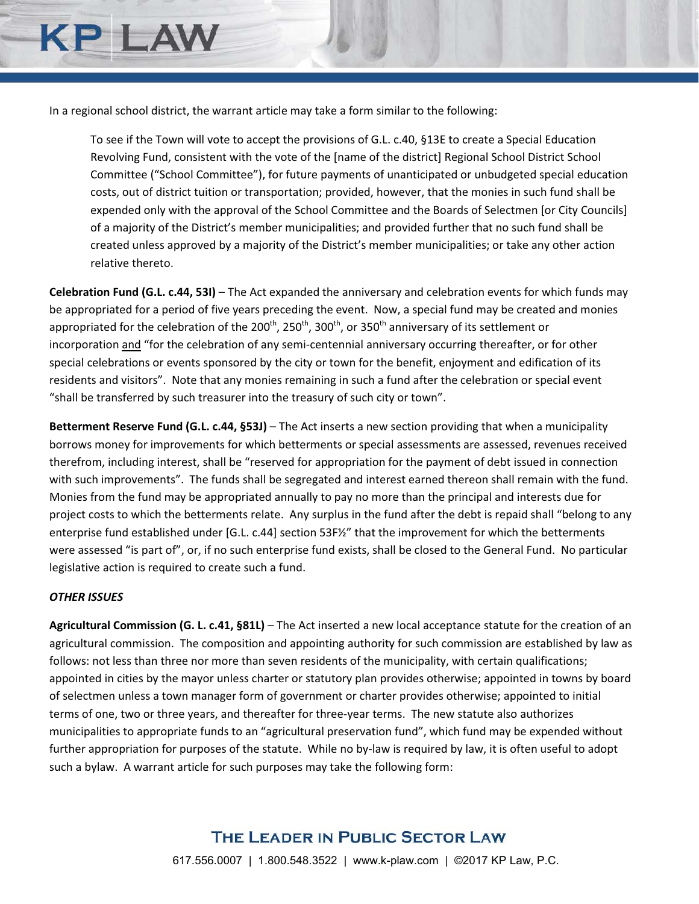In a regional school district, the warrant article may take a form similar to the following:

> To see if the Town will vote to accept the provisions of G.L. c.40, §13E to create a Special Education Revolving Fund, consistent with the vote of the [name of the district] Regional School District School Committee ("School Committee"), for future payments of unanticipated or unbudgeted special education costs, out of district tuition or transportation; provided, however, that the monies in such fund shall be expended only with the approval of the School Committee and the Boards of Selectmen [or City Councils] of a majority of the District's member municipalities; and provided further that no such fund shall be created unless approved by a majority of the District's member municipalities; or take any other action relative thereto.

**Celebration Fund (G.L. c.44, 53I)** – The Act expanded the anniversary and celebration events for which funds may be appropriated for a period of five years preceding the event. Now, a special fund may be created and monies appropriated for the celebration of the 200th, 250th, 300th, or 350th anniversary of its settlement or incorporation and "for the celebration of any semi-centennial anniversary occurring thereafter, or for other special celebrations or events sponsored by the city or town for the benefit, enjoyment and edification of its residents and visitors". Note that any monies remaining in such a fund after the celebration or special event "shall be transferred by such treasurer into the treasury of such city or town".

**Betterment Reserve Fund (G.L. c.44, §53J)** – The Act inserts a new section providing that when a municipality borrows money for improvements for which betterments or special assessments are assessed, revenues received therefrom, including interest, shall be "reserved for appropriation for the payment of debt issued in connection with such improvements". The funds shall be segregated and interest earned thereon shall remain with the fund. Monies from the fund may be appropriated annually to pay no more than the principal and interests due for project costs to which the betterments relate. Any surplus in the fund after the debt is repaid shall "belong to any enterprise fund established under [G.L. c.44] section 53F½" that the improvement for which the betterments were assessed "is part of", or, if no such enterprise fund exists, shall be closed to the General Fund. No particular legislative action is required to create such a fund.

***OTHER ISSUES***

**Agricultural Commission (G. L. c.41, §81L)** – The Act inserted a new local acceptance statute for the creation of an agricultural commission. The composition and appointing authority for such commission are established by law as follows: not less than three nor more than seven residents of the municipality, with certain qualifications; appointed in cities by the mayor unless charter or statutory plan provides otherwise; appointed in towns by board of selectmen unless a town manager form of government or charter provides otherwise; appointed to initial terms of one, two or three years, and thereafter for three-year terms. The new statute also authorizes municipalities to appropriate funds to an "agricultural preservation fund", which fund may be expended without further appropriation for purposes of the statute. While no by-law is required by law, it is often useful to adopt such a bylaw. A warrant article for such purposes may take the following form: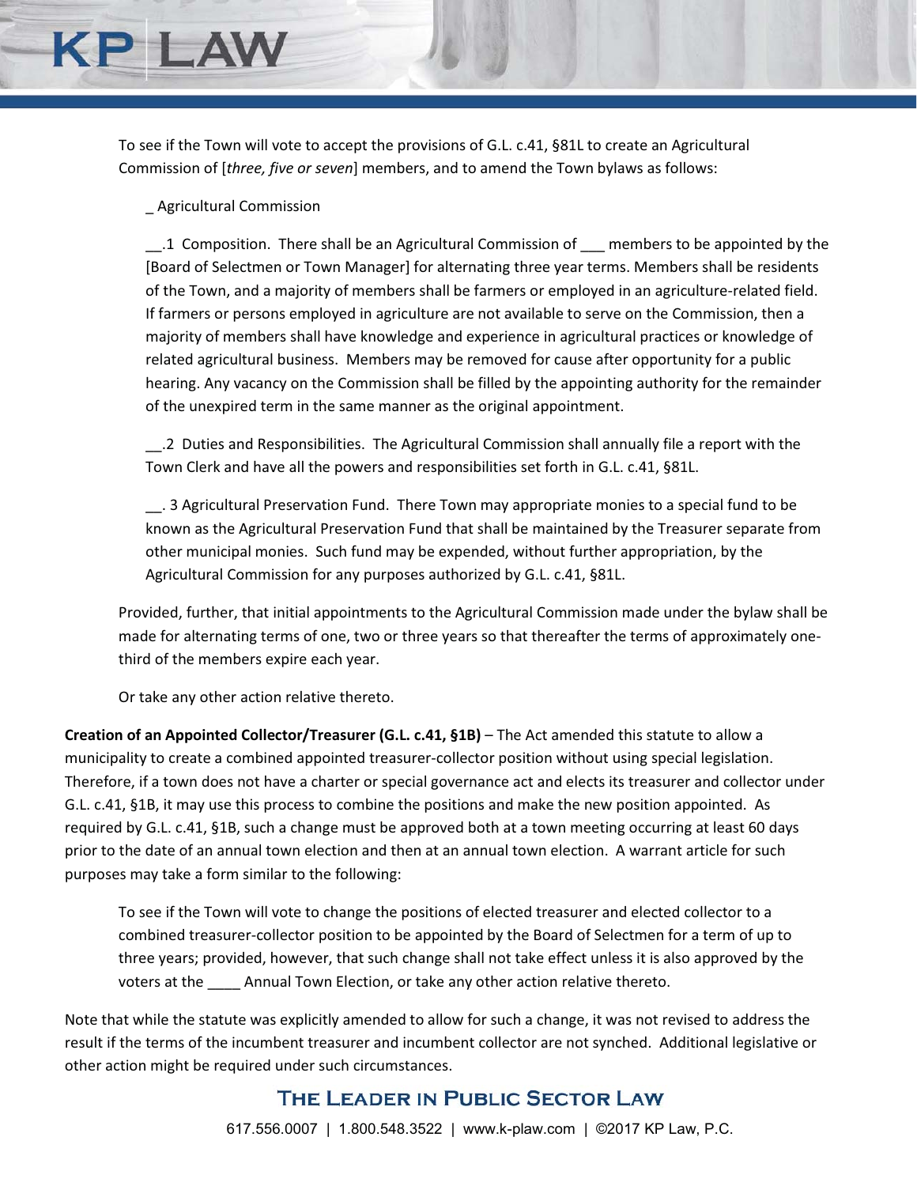To see if the Town will vote to accept the provisions of G.L. c.41, §81L to create an Agricultural Commission of [*three, five or seven*] members, and to amend the Town bylaws as follows:

_ Agricultural Commission

__.1 Composition. There shall be an Agricultural Commission of ___ members to be appointed by the [Board of Selectmen or Town Manager] for alternating three year terms. Members shall be residents of the Town, and a majority of members shall be farmers or employed in an agriculture-related field. If farmers or persons employed in agriculture are not available to serve on the Commission, then a majority of members shall have knowledge and experience in agricultural practices or knowledge of related agricultural business. Members may be removed for cause after opportunity for a public hearing. Any vacancy on the Commission shall be filled by the appointing authority for the remainder of the unexpired term in the same manner as the original appointment.

__.2 Duties and Responsibilities. The Agricultural Commission shall annually file a report with the Town Clerk and have all the powers and responsibilities set forth in G.L. c.41, §81L.

__. 3 Agricultural Preservation Fund. There Town may appropriate monies to a special fund to be known as the Agricultural Preservation Fund that shall be maintained by the Treasurer separate from other municipal monies. Such fund may be expended, without further appropriation, by the Agricultural Commission for any purposes authorized by G.L. c.41, §81L.

Provided, further, that initial appointments to the Agricultural Commission made under the bylaw shall be made for alternating terms of one, two or three years so that thereafter the terms of approximately one-third of the members expire each year.

Or take any other action relative thereto.

**Creation of an Appointed Collector/Treasurer (G.L. c.41, §1B)** – The Act amended this statute to allow a municipality to create a combined appointed treasurer-collector position without using special legislation. Therefore, if a town does not have a charter or special governance act and elects its treasurer and collector under G.L. c.41, §1B, it may use this process to combine the positions and make the new position appointed. As required by G.L. c.41, §1B, such a change must be approved both at a town meeting occurring at least 60 days prior to the date of an annual town election and then at an annual town election. A warrant article for such purposes may take a form similar to the following:

To see if the Town will vote to change the positions of elected treasurer and elected collector to a combined treasurer-collector position to be appointed by the Board of Selectmen for a term of up to three years; provided, however, that such change shall not take effect unless it is also approved by the voters at the ____ Annual Town Election, or take any other action relative thereto.

Note that while the statute was explicitly amended to allow for such a change, it was not revised to address the result if the terms of the incumbent treasurer and incumbent collector are not synched. Additional legislative or other action might be required under such circumstances.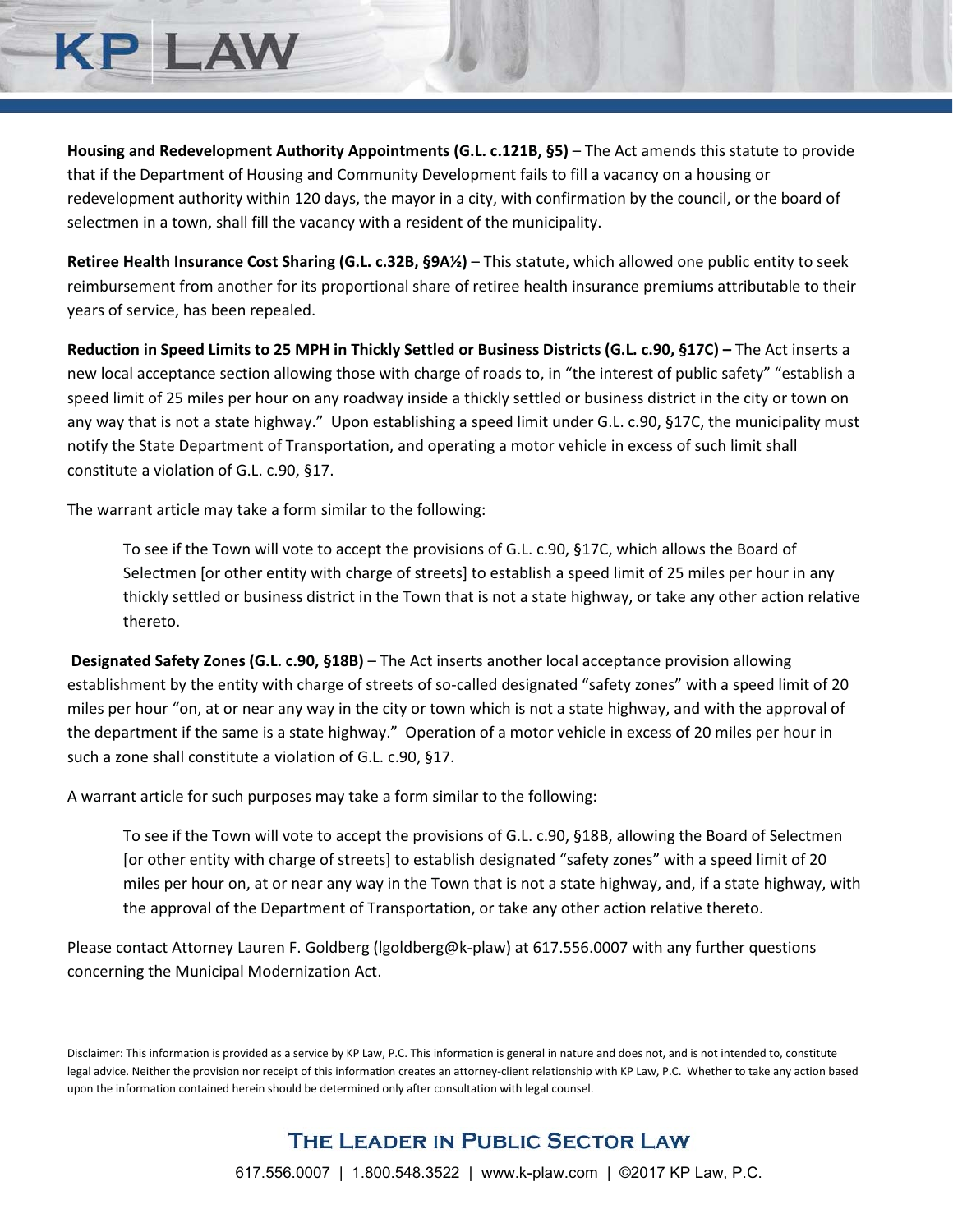**Housing and Redevelopment Authority Appointments (G.L. c.121B, §5)** – The Act amends this statute to provide that if the Department of Housing and Community Development fails to fill a vacancy on a housing or redevelopment authority within 120 days, the mayor in a city, with confirmation by the council, or the board of selectmen in a town, shall fill the vacancy with a resident of the municipality.

**Retiree Health Insurance Cost Sharing (G.L. c.32B, §9A½)** – This statute, which allowed one public entity to seek reimbursement from another for its proportional share of retiree health insurance premiums attributable to their years of service, has been repealed.

**Reduction in Speed Limits to 25 MPH in Thickly Settled or Business Districts (G.L. c.90, §17C) –** The Act inserts a new local acceptance section allowing those with charge of roads to, in "the interest of public safety" "establish a speed limit of 25 miles per hour on any roadway inside a thickly settled or business district in the city or town on any way that is not a state highway." Upon establishing a speed limit under G.L. c.90, §17C, the municipality must notify the State Department of Transportation, and operating a motor vehicle in excess of such limit shall constitute a violation of G.L. c.90, §17.

The warrant article may take a form similar to the following:

> To see if the Town will vote to accept the provisions of G.L. c.90, §17C, which allows the Board of Selectmen [or other entity with charge of streets] to establish a speed limit of 25 miles per hour in any thickly settled or business district in the Town that is not a state highway, or take any other action relative thereto.

**Designated Safety Zones (G.L. c.90, §18B)** – The Act inserts another local acceptance provision allowing establishment by the entity with charge of streets of so-called designated "safety zones" with a speed limit of 20 miles per hour "on, at or near any way in the city or town which is not a state highway, and with the approval of the department if the same is a state highway." Operation of a motor vehicle in excess of 20 miles per hour in such a zone shall constitute a violation of G.L. c.90, §17.

A warrant article for such purposes may take a form similar to the following:

> To see if the Town will vote to accept the provisions of G.L. c.90, §18B, allowing the Board of Selectmen [or other entity with charge of streets] to establish designated "safety zones" with a speed limit of 20 miles per hour on, at or near any way in the Town that is not a state highway, and, if a state highway, with the approval of the Department of Transportation, or take any other action relative thereto.

Please contact Attorney Lauren F. Goldberg (lgoldberg@k-plaw) at 617.556.0007 with any further questions concerning the Municipal Modernization Act.

Disclaimer: This information is provided as a service by KP Law, P.C. This information is general in nature and does not, and is not intended to, constitute legal advice. Neither the provision nor receipt of this information creates an attorney-client relationship with KP Law, P.C. Whether to take any action based upon the information contained herein should be determined only after consultation with legal counsel.